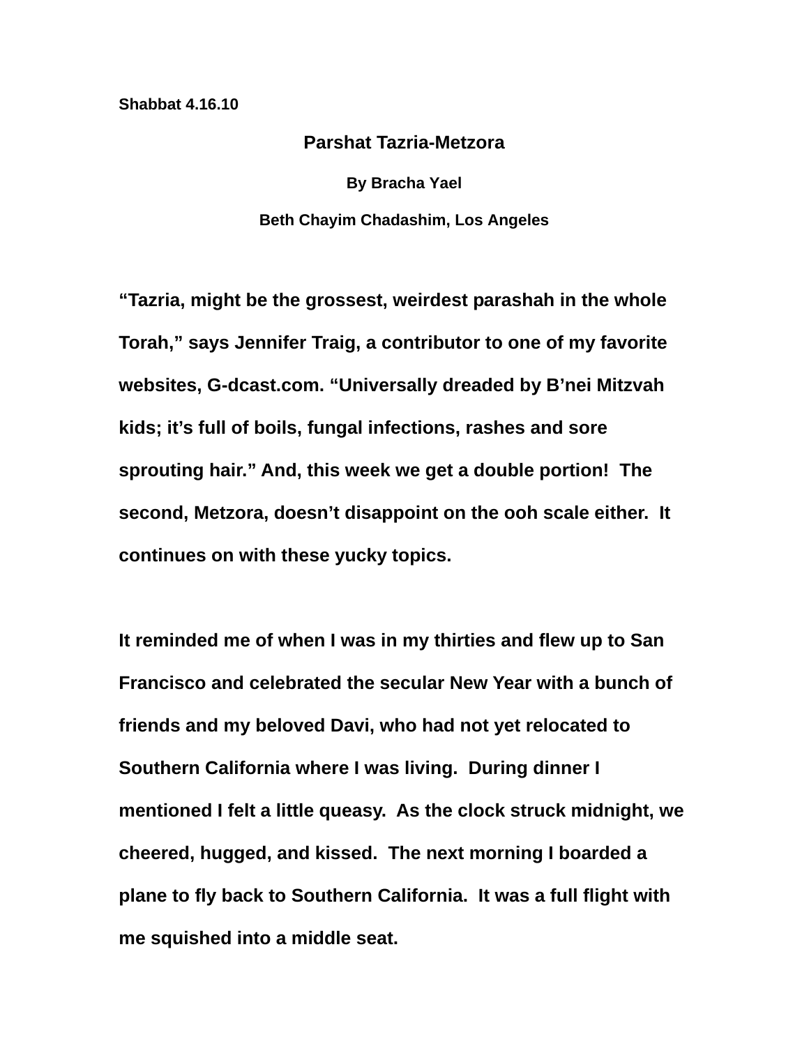**Shabbat 4.16.10**

# Parshat Tazria-Metzora

**By Bracha Yael**

**Beth Chayim Chadashim, Los Angeles**

**"Tazria, might be the grossest, weirdest parashah in the whole Torah," says Jennifer Traig, a contributor to one of my favorite websites, G-dcast.com. "Universally dreaded by B'nei Mitzvah kids; it's full of boils, fungal infections, rashes and sore sprouting hair." And, this week we get a double portion! The second, Metzora, doesn't disappoint on the ooh scale either. It continues on with these yucky topics.**

**It reminded me of when I was in my thirties and flew up to San Francisco and celebrated the secular New Year with a bunch of friends and my beloved Davi, who had not yet relocated to Southern California where I was living. During dinner I mentioned I felt a little queasy. As the clock struck midnight, we cheered, hugged, and kissed. The next morning I boarded a plane to fly back to Southern California. It was a full flight with me squished into a middle seat.**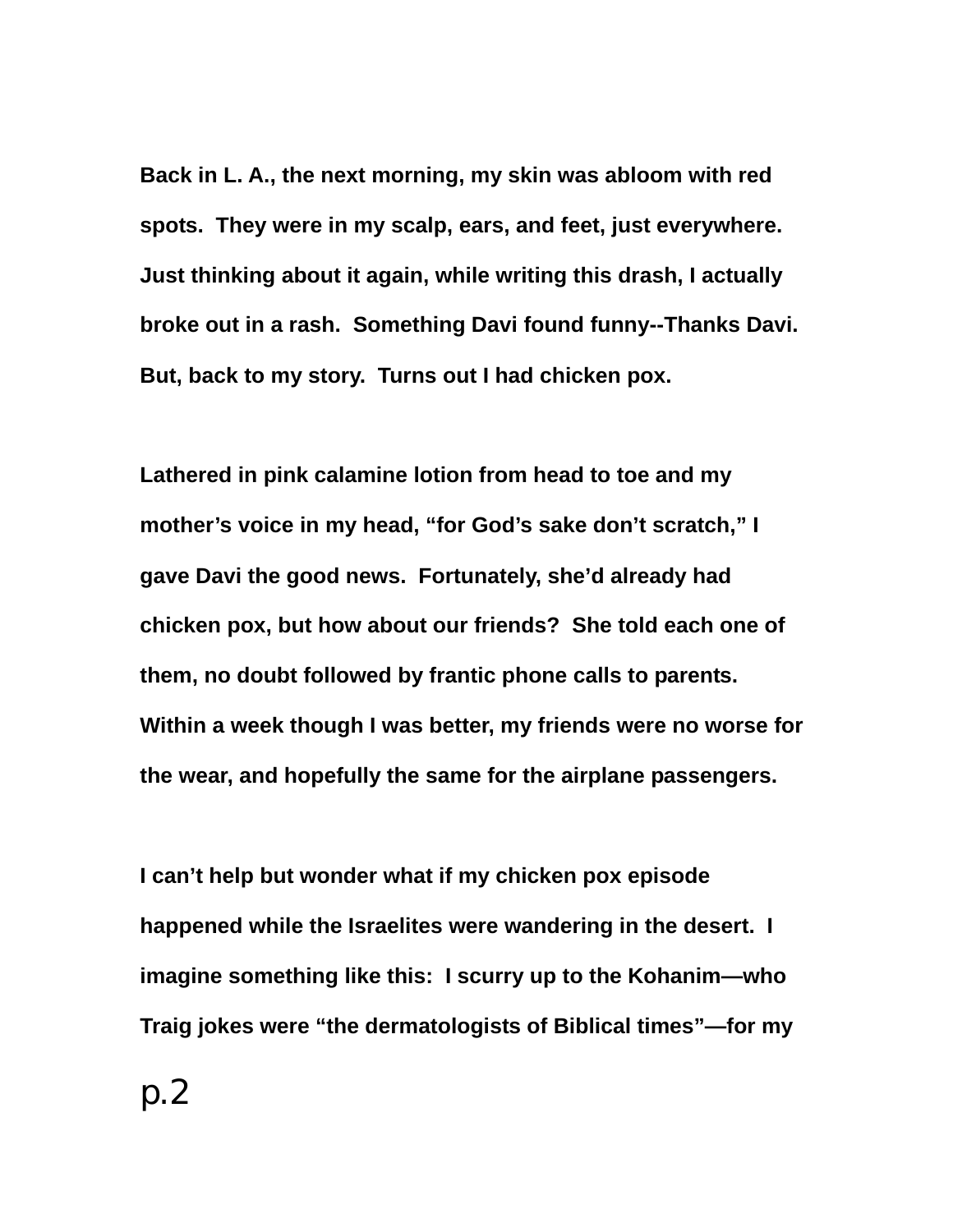Back in L. A., the next morning, my skin was abloom with red spots. They were in my scalp, ears, and feet, just everywhere. Just thinking about it again, while writing this drash, I actually broke out in a rash. Something Davi found funny--Thanks Davi. But, back to my story. Turns out I had chicken pox.

Lathered in pink calamine lotion from head to toe and my mother's voice in my head, "for God's sake don't scratch," I gave Davi the good news. Fortunately, she'd already had chicken pox, but how about our friends? She told each one of them, no doubt followed by frantic phone calls to parents. Within a week though I was better, my friends were no worse for the wear, and hopefully the same for the airplane passengers.

I can't help but wonder what if my chicken pox episode happened while the Israelites were wandering in the desert. I imagine something like this: I scurry up to the Kohanim—who Traig jokes were "the dermatologists of Biblical times"—for my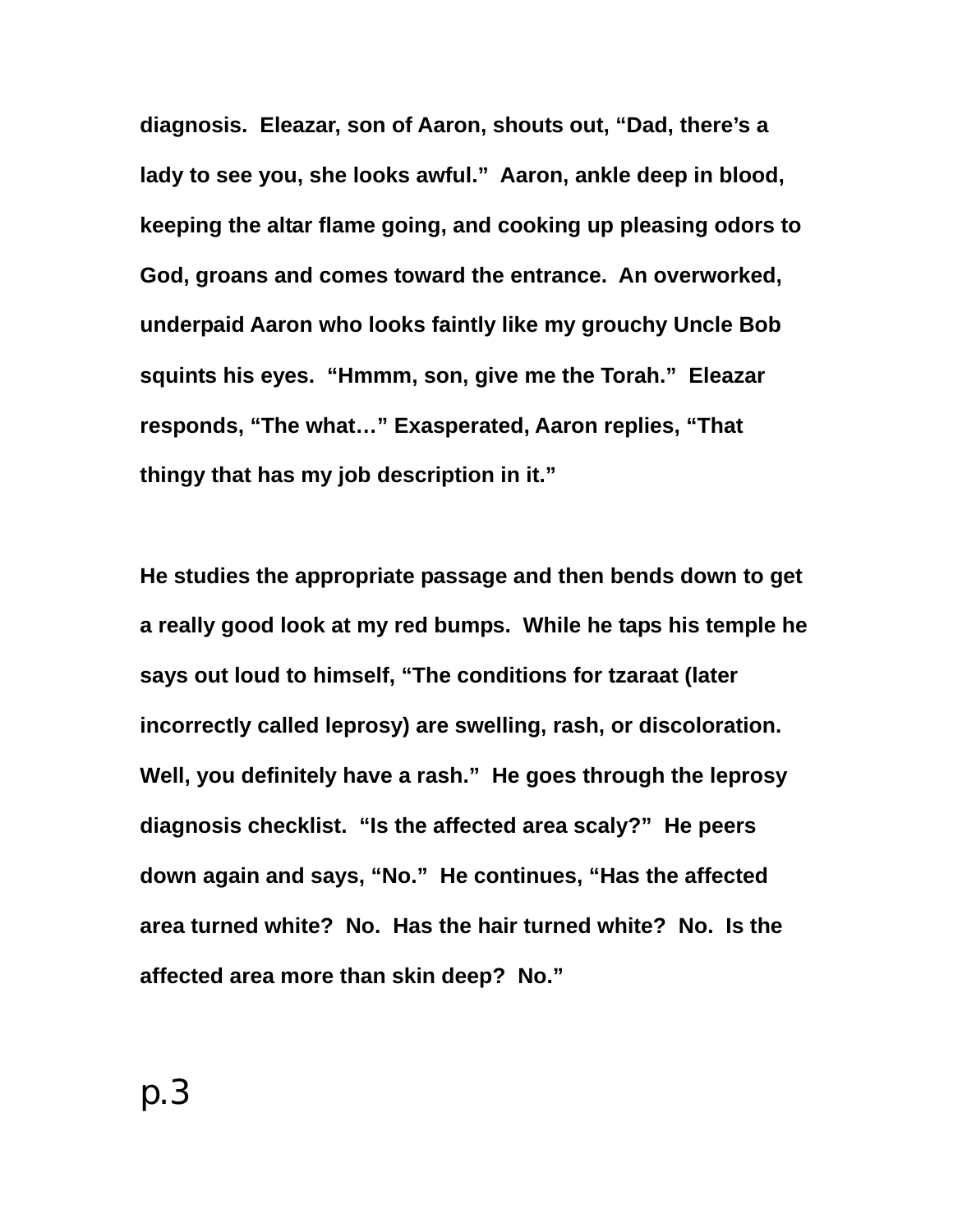diagnosis. Eleazar, son of Aaron, shouts out, “Dad, there’s a lady to see you, she looks awful.” Aaron, ankle deep in blood, keeping the altar flame going, and cooking up pleasing odors to God, groans and comes toward the entrance. An overworked, underpaid Aaron who looks faintly like my grouchy Uncle Bob squints his eyes. “Hmmm, son, give me the Torah.” Eleazar responds, “The what…” Exasperated, Aaron replies, “That thingy that has my job description in it.”

He studies the appropriate passage and then bends down to get a really good look at my red bumps. While he taps his temple he says out loud to himself, “The conditions for tzaraat (later incorrectly called leprosy) are swelling, rash, or discoloration. Well, you definitely have a rash.” He goes through the leprosy diagnosis checklist. “Is the affected area scaly?” He peers down again and says, “No.” He continues, “Has the affected area turned white? No. Has the hair turned white? No. Is the affected area more than skin deep? No.”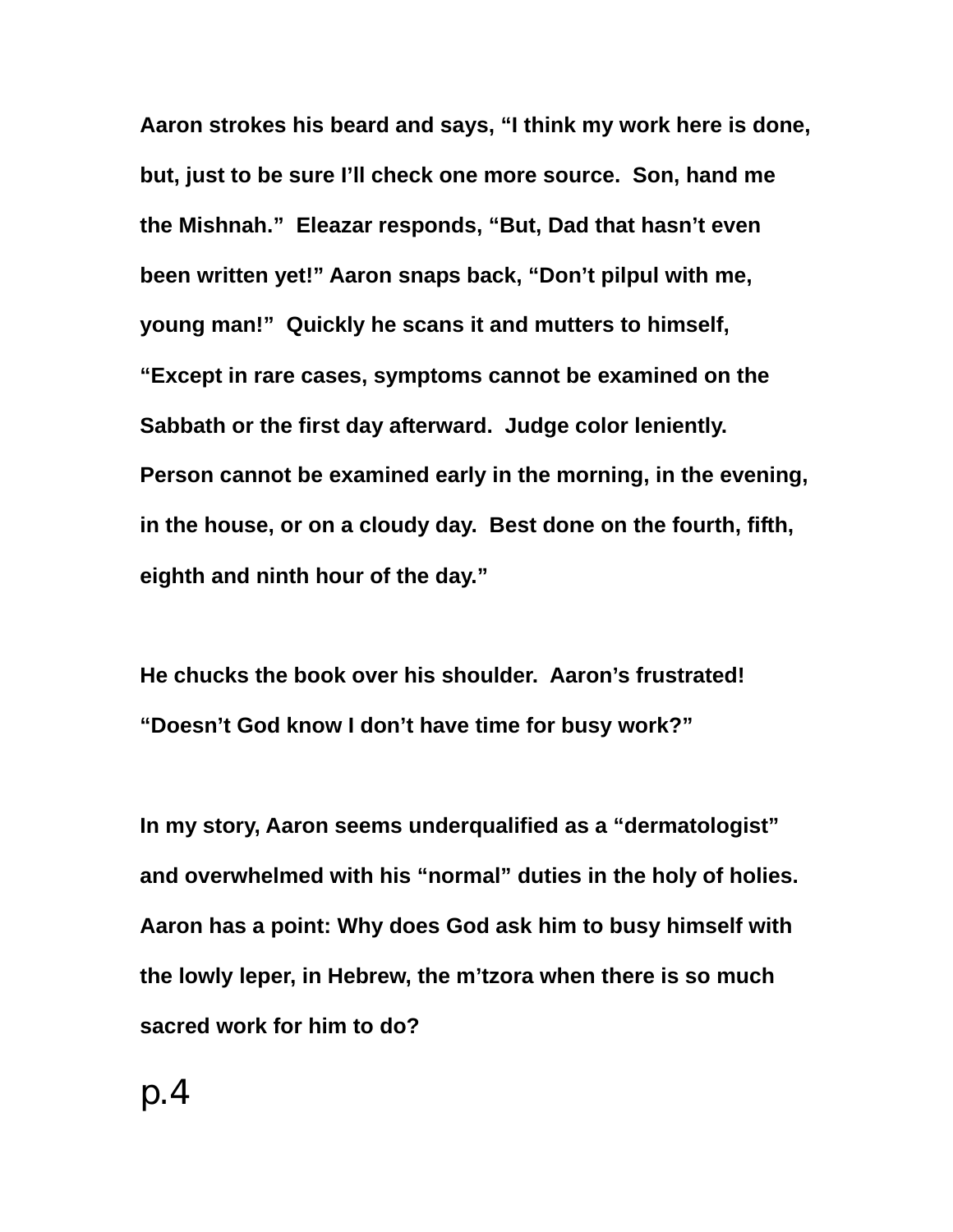**Aaron strokes his beard and says, “I think my work here is done, but, just to be sure I’ll check one more source.  Son, hand me the Mishnah.”  Eleazar responds, “But, Dad that hasn’t even been written yet!” Aaron snaps back, “Don’t pilpul with me, young man!”  Quickly he scans it and mutters to himself, “Except in rare cases, symptoms cannot be examined on the Sabbath or the first day afterward.  Judge color leniently.  Person cannot be examined early in the morning, in the evening, in the house, or on a cloudy day.  Best done on the fourth, fifth, eighth and ninth hour of the day.”**

**He chucks the book over his shoulder.  Aaron’s frustrated!  “Doesn’t God know I don’t have time for busy work?”**

**In my story, Aaron seems underqualified as a “dermatologist” and overwhelmed with his “normal” duties in the holy of holies.  Aaron has a point: Why does God ask him to busy himself with the lowly leper, in Hebrew, the m’tzora when there is so much sacred work for him to do?**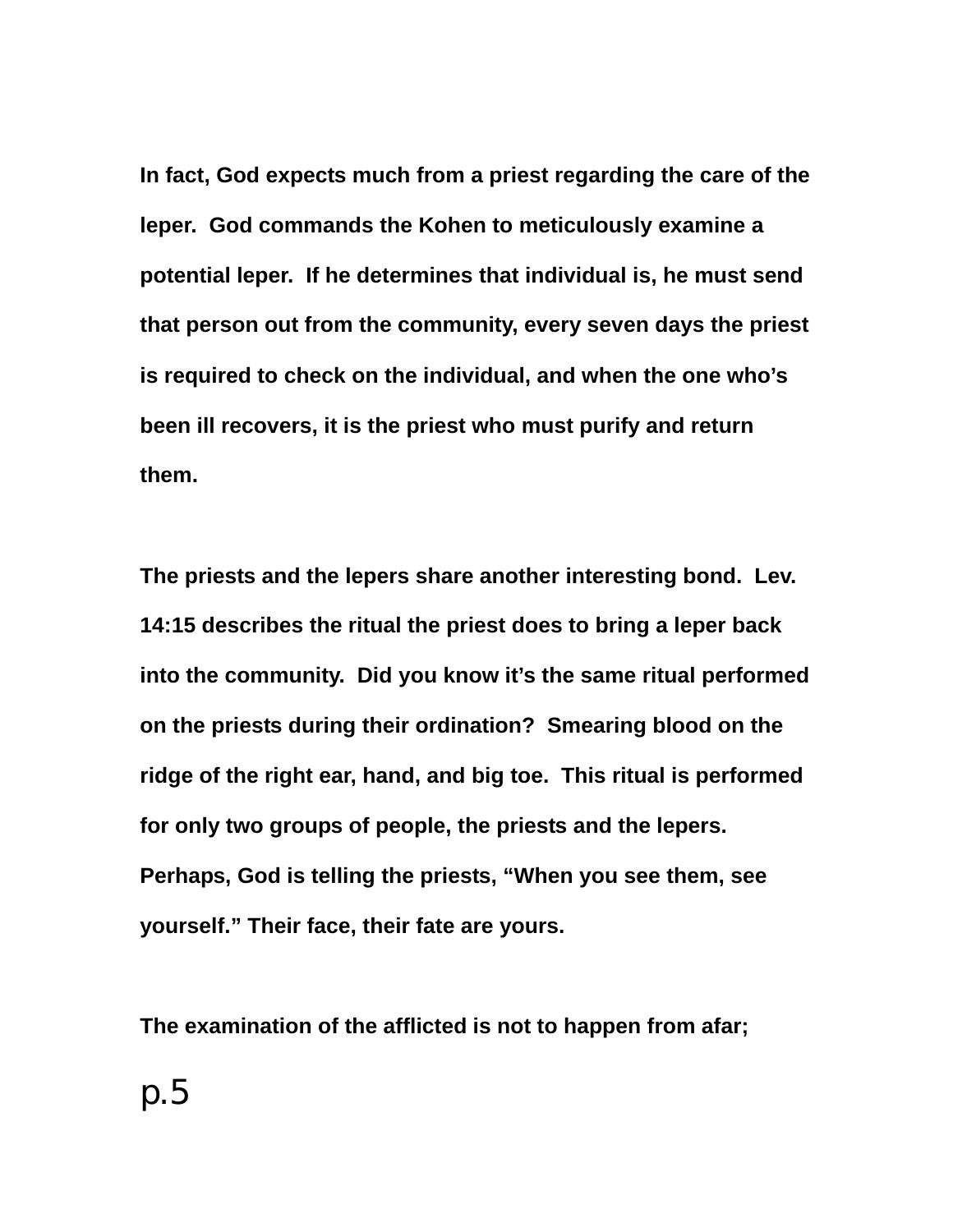**In fact, God expects much from a priest regarding the care of the leper. God commands the Kohen to meticulously examine a potential leper. If he determines that individual is, he must send that person out from the community, every seven days the priest is required to check on the individual, and when the one who's been ill recovers, it is the priest who must purify and return them.**

**The priests and the lepers share another interesting bond. Lev. 14:15 describes the ritual the priest does to bring a leper back into the community. Did you know it's the same ritual performed on the priests during their ordination? Smearing blood on the ridge of the right ear, hand, and big toe. This ritual is performed for only two groups of people, the priests and the lepers. Perhaps, God is telling the priests, "When you see them, see yourself." Their face, their fate are yours.**

**The examination of the afflicted is not to happen from afar;**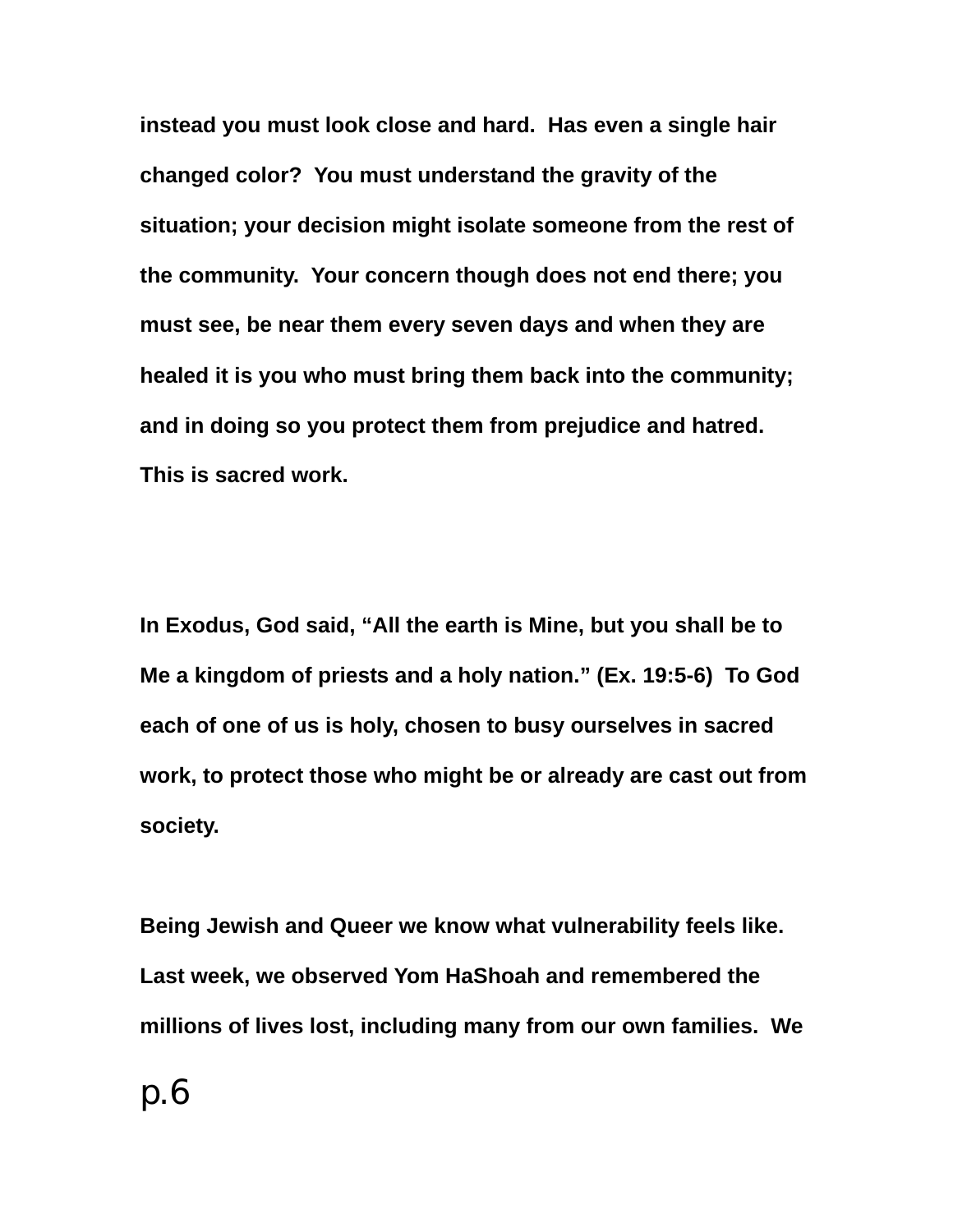**instead you must look close and hard. Has even a single hair changed color? You must understand the gravity of the situation; your decision might isolate someone from the rest of the community. Your concern though does not end there; you must see, be near them every seven days and when they are healed it is you who must bring them back into the community; and in doing so you protect them from prejudice and hatred. This is sacred work.**

**In Exodus, God said, "All the earth is Mine, but you shall be to Me a kingdom of priests and a holy nation." (Ex. 19:5-6) To God each of one of us is holy, chosen to busy ourselves in sacred work, to protect those who might be or already are cast out from society.**

**Being Jewish and Queer we know what vulnerability feels like. Last week, we observed Yom HaShoah and remembered the millions of lives lost, including many from our own families. We**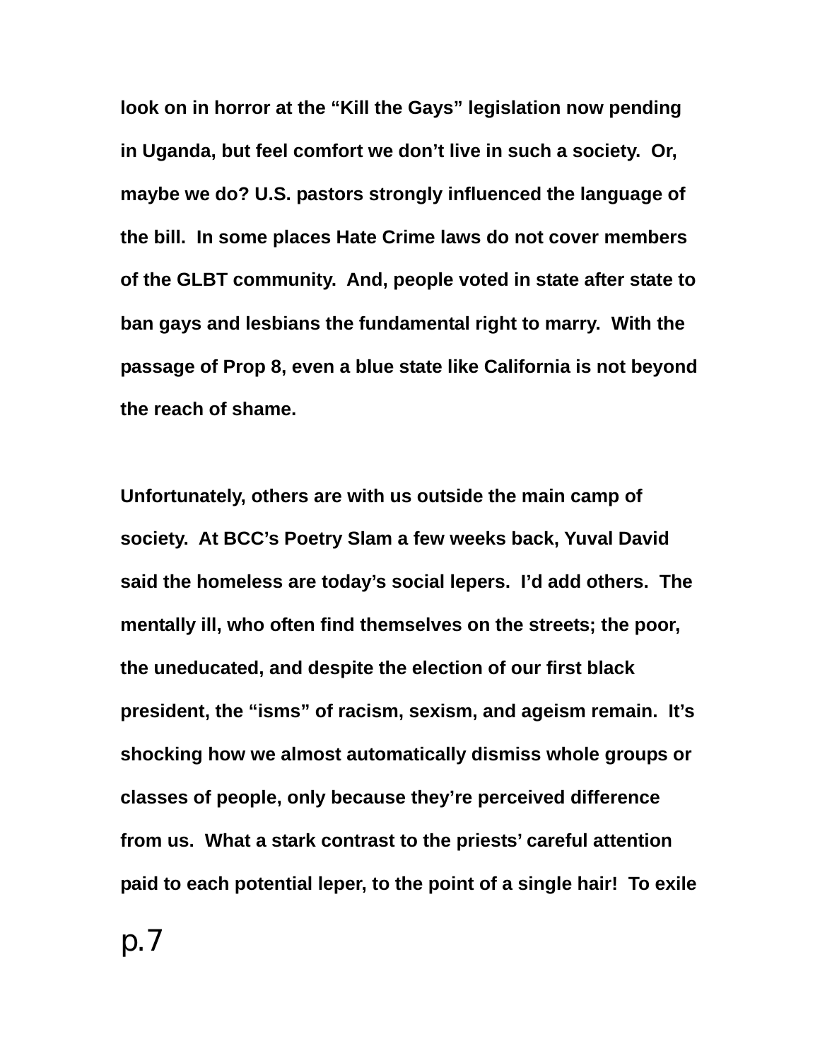look on in horror at the "Kill the Gays" legislation now pending in Uganda, but feel comfort we don't live in such a society. Or, maybe we do? U.S. pastors strongly influenced the language of the bill. In some places Hate Crime laws do not cover members of the GLBT community. And, people voted in state after state to ban gays and lesbians the fundamental right to marry. With the passage of Prop 8, even a blue state like California is not beyond the reach of shame.

Unfortunately, others are with us outside the main camp of society. At BCC's Poetry Slam a few weeks back, Yuval David said the homeless are today's social lepers. I'd add others. The mentally ill, who often find themselves on the streets; the poor, the uneducated, and despite the election of our first black president, the "isms" of racism, sexism, and ageism remain. It's shocking how we almost automatically dismiss whole groups or classes of people, only because they're perceived difference from us. What a stark contrast to the priests' careful attention paid to each potential leper, to the point of a single hair! To exile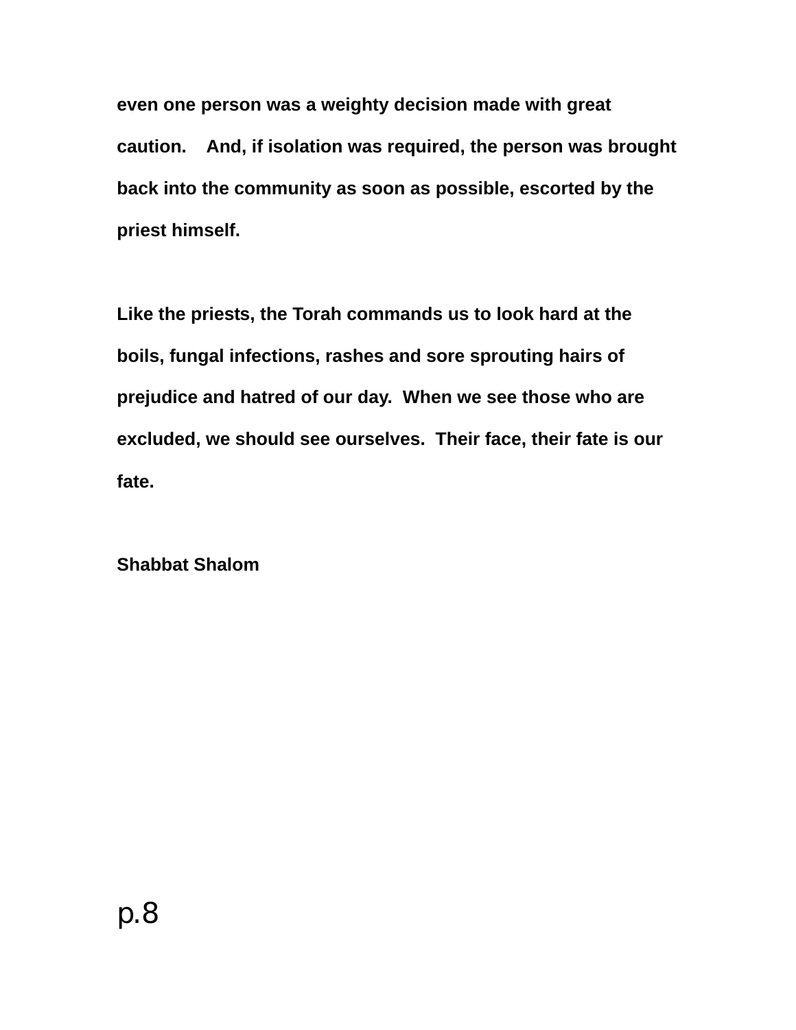**even one person was a weighty decision made with great caution. And, if isolation was required, the person was brought back into the community as soon as possible, escorted by the priest himself.**

**Like the priests, the Torah commands us to look hard at the boils, fungal infections, rashes and sore sprouting hairs of prejudice and hatred of our day. When we see those who are excluded, we should see ourselves. Their face, their fate is our fate.**

**Shabbat Shalom**